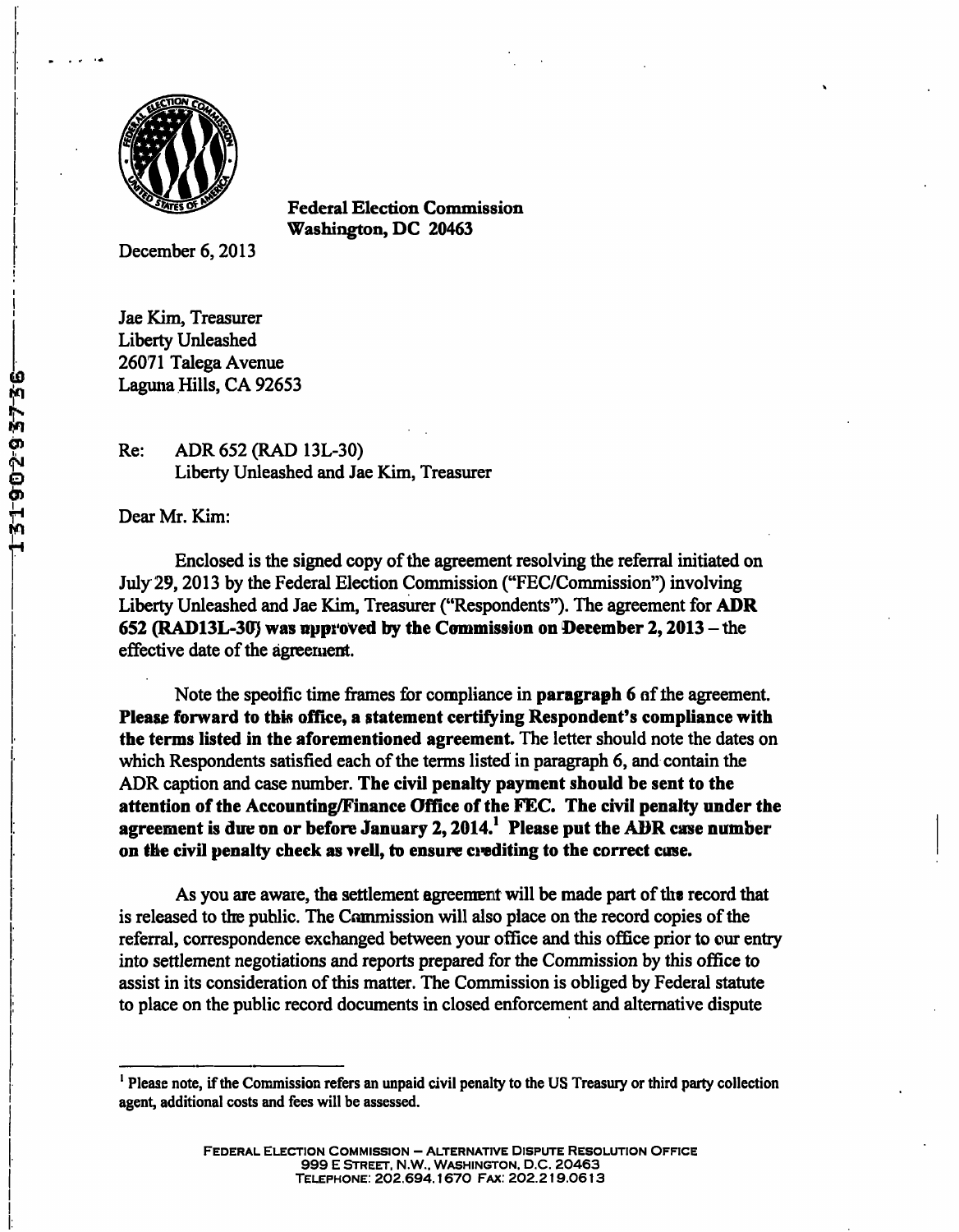**Federal Election Commission**
**Washington, DC 20463**

December 6, 2013

Jae Kim, Treasurer
Liberty Unleashed
26071 Talega Avenue
Laguna Hills, CA 92653

Re: ADR 652 (RAD 13L-30)
Liberty Unleashed and Jae Kim, Treasurer

Dear Mr. Kim:

Enclosed is the signed copy of the agreement resolving the referral initiated on July 29, 2013 by the Federal Election Commission ("FEC/Commission") involving Liberty Unleashed and Jae Kim, Treasurer ("Respondents"). The agreement for **ADR 652 (RAD13L-30) was approved by the Commission on December 2, 2013** – the effective date of the agreement.

Note the specific time frames for compliance in **paragraph 6** of the agreement. **Please forward to this office, a statement certifying Respondent's compliance with the terms listed in the aforementioned agreement.** The letter should note the dates on which Respondents satisfied each of the terms listed in paragraph 6, and contain the ADR caption and case number. **The civil penalty payment should be sent to the attention of the Accounting/Finance Office of the FEC. The civil penalty under the agreement is due on or before January 2, 2014.[1] Please put the ADR case number on the civil penalty check as well, to ensure crediting to the correct case.**

As you are aware, the settlement agreement will be made part of the record that is released to the public. The Commission will also place on the record copies of the referral, correspondence exchanged between your office and this office prior to our entry into settlement negotiations and reports prepared for the Commission by this office to assist in its consideration of this matter. The Commission is obliged by Federal statute to place on the public record documents in closed enforcement and alternative dispute

[1] Please note, if the Commission refers an unpaid civil penalty to the US Treasury or third party collection agent, additional costs and fees will be assessed.

FEDERAL ELECTION COMMISSION – ALTERNATIVE DISPUTE RESOLUTION OFFICE
999 E STREET, N.W., WASHINGTON, D.C. 20463
TELEPHONE: 202.694.1670 FAX: 202.219.0613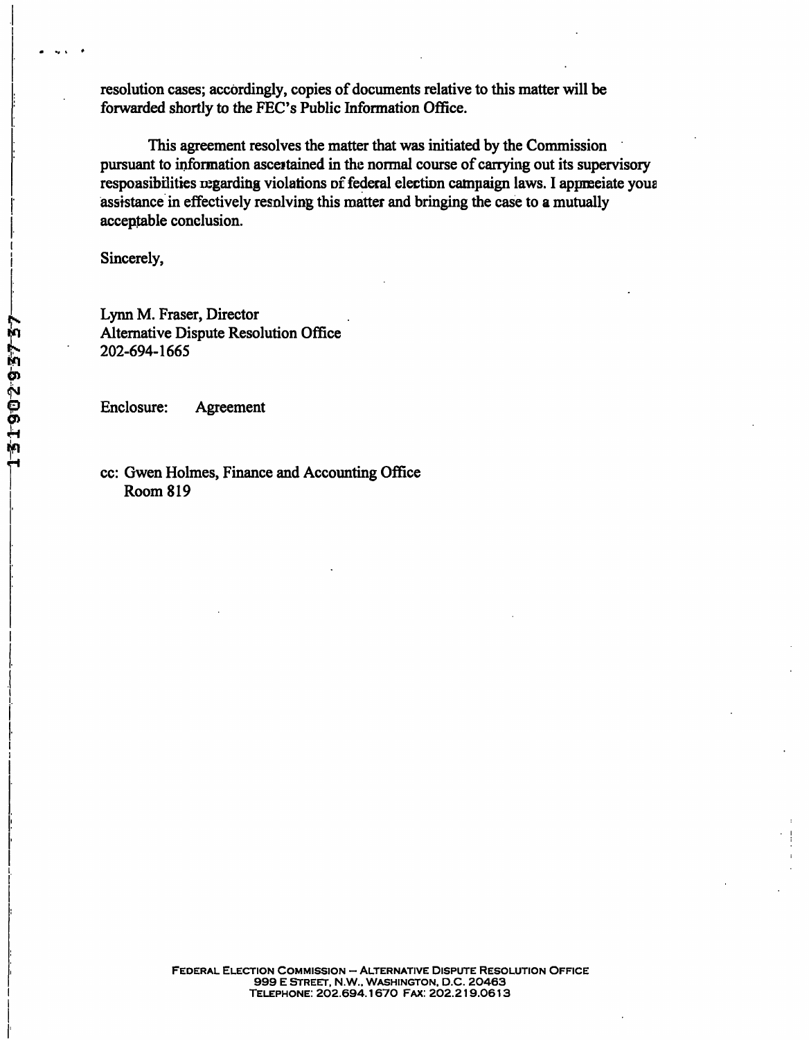resolution cases; accordingly, copies of documents relative to this matter will be forwarded shortly to the FEC's Public Information Office.

This agreement resolves the matter that was initiated by the Commission pursuant to information ascertained in the normal course of carrying out its supervisory responsibilities regarding violations of federal election campaign laws. I appreciate your assistance in effectively resolving this matter and bringing the case to a mutually acceptable conclusion.

Sincerely,

Lynn M. Fraser, Director
Alternative Dispute Resolution Office
202-694-1665

Enclosure: Agreement

cc: Gwen Holmes, Finance and Accounting Office
Room 819

FEDERAL ELECTION COMMISSION — ALTERNATIVE DISPUTE RESOLUTION OFFICE
999 E STREET, N.W., WASHINGTON, D.C. 20463
TELEPHONE: 202.694.1670 FAX: 202.219.0613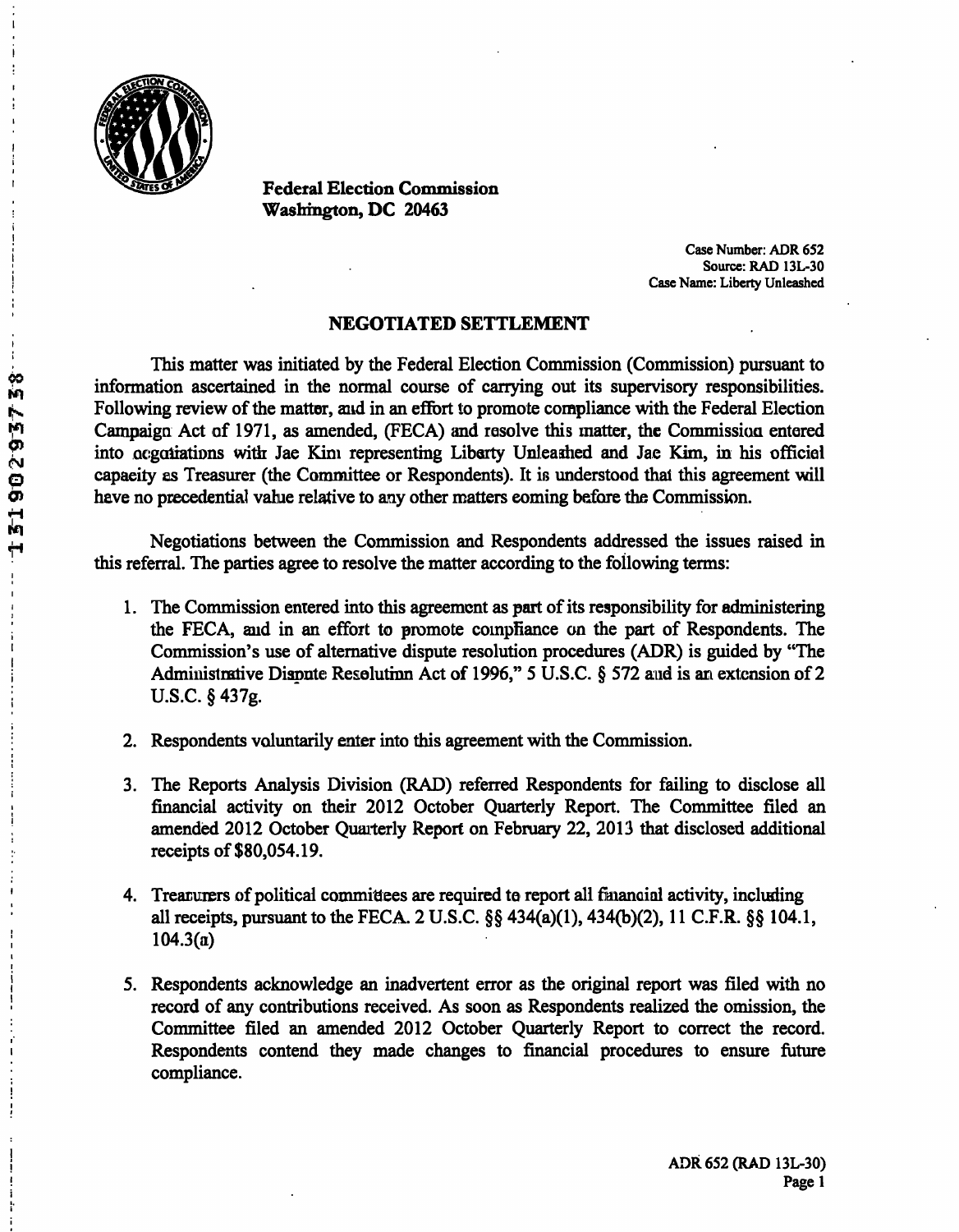**Federal Election Commission**
**Washington, DC 20463**

Case Number: ADR 652
Source: RAD 13L-30
Case Name: Liberty Unleashed

## NEGOTIATED SETTLEMENT

This matter was initiated by the Federal Election Commission (Commission) pursuant to information ascertained in the normal course of carrying out its supervisory responsibilities. Following review of the matter, and in an effort to promote compliance with the Federal Election Campaign Act of 1971, as amended, (FECA) and resolve this matter, the Commission entered into negotiations with Jae Kim representing Liberty Unleashed and Jae Kim, in his official capacity as Treasurer (the Committee or Respondents). It is understood that this agreement will have no precedential value relative to any other matters coming before the Commission.

Negotiations between the Commission and Respondents addressed the issues raised in this referral. The parties agree to resolve the matter according to the following terms:

1. The Commission entered into this agreement as part of its responsibility for administering the FECA, and in an effort to promote compliance on the part of Respondents. The Commission's use of alternative dispute resolution procedures (ADR) is guided by "The Administrative Dispute Resolution Act of 1996," 5 U.S.C. § 572 and is an extension of 2 U.S.C. § 437g.

2. Respondents voluntarily enter into this agreement with the Commission.

3. The Reports Analysis Division (RAD) referred Respondents for failing to disclose all financial activity on their 2012 October Quarterly Report. The Committee filed an amended 2012 October Quarterly Report on February 22, 2013 that disclosed additional receipts of $80,054.19.

4. Treasurers of political committees are required to report all financial activity, including all receipts, pursuant to the FECA. 2 U.S.C. §§ 434(a)(1), 434(b)(2), 11 C.F.R. §§ 104.1, 104.3(a)

5. Respondents acknowledge an inadvertent error as the original report was filed with no record of any contributions received. As soon as Respondents realized the omission, the Committee filed an amended 2012 October Quarterly Report to correct the record. Respondents contend they made changes to financial procedures to ensure future compliance.

ADR 652 (RAD 13L-30)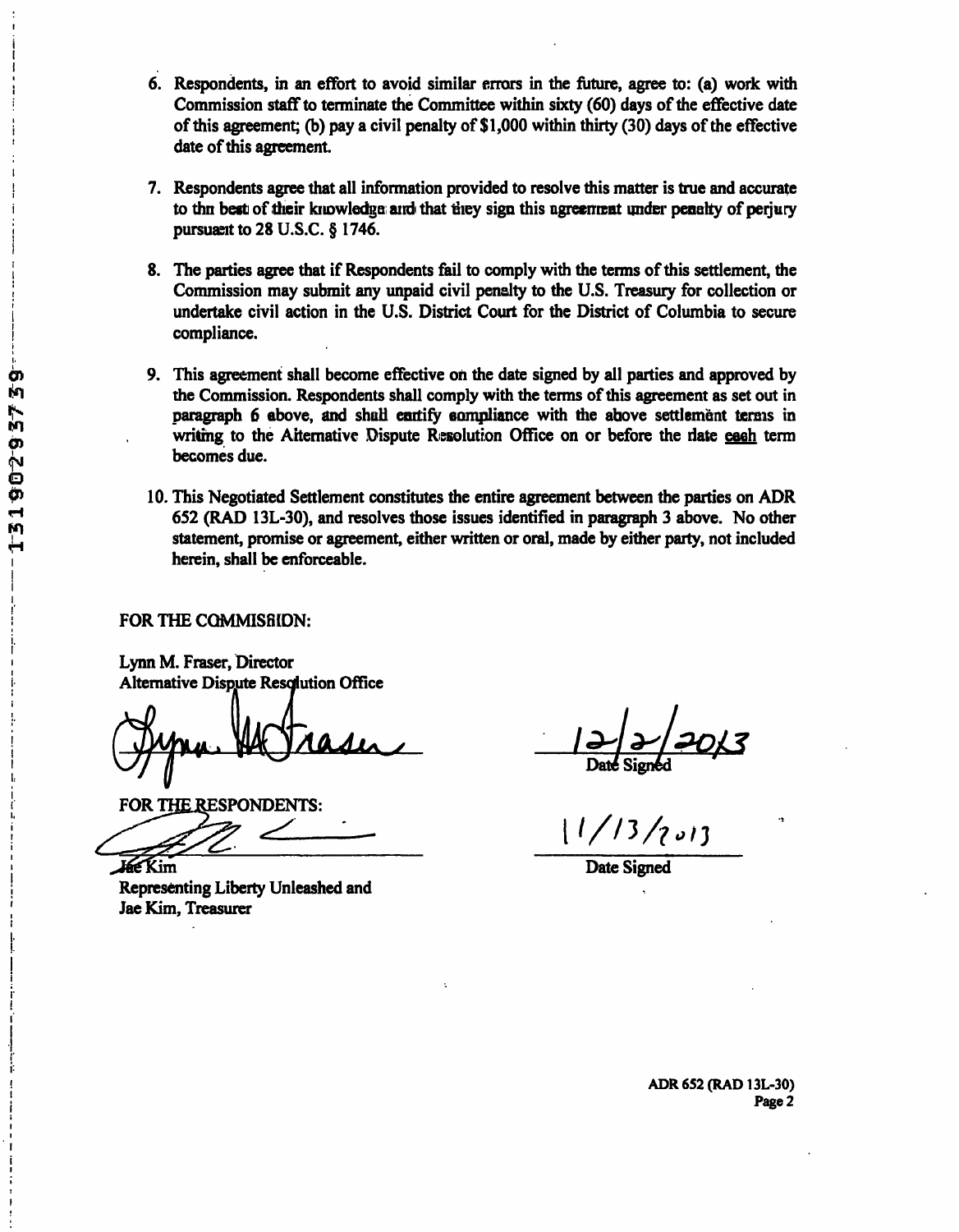6. Respondents, in an effort to avoid similar errors in the future, agree to: (a) work with Commission staff to terminate the Committee within sixty (60) days of the effective date of this agreement; (b) pay a civil penalty of $1,000 within thirty (30) days of the effective date of this agreement.

7. Respondents agree that all information provided to resolve this matter is true and accurate to the best of their knowledge and that they sign this agreement under penalty of perjury pursuant to 28 U.S.C. § 1746.

8. The parties agree that if Respondents fail to comply with the terms of this settlement, the Commission may submit any unpaid civil penalty to the U.S. Treasury for collection or undertake civil action in the U.S. District Court for the District of Columbia to secure compliance.

9. This agreement shall become effective on the date signed by all parties and approved by the Commission. Respondents shall comply with the terms of this agreement as set out in paragraph 6 above, and shall certify compliance with the above settlement terms in writing to the Alternative Dispute Resolution Office on or before the date each term becomes due.

10. This Negotiated Settlement constitutes the entire agreement between the parties on ADR 652 (RAD 13L-30), and resolves those issues identified in paragraph 3 above. No other statement, promise or agreement, either written or oral, made by either party, not included herein, shall be enforceable.

FOR THE COMMISSION:

Lynn M. Fraser, Director
Alternative Dispute Resolution Office

12/2/2013
Date Signed

FOR THE RESPONDENTS:

Jae Kim
Representing Liberty Unleashed and
Jae Kim, Treasurer

11/13/2013
Date Signed

ADR 652 (RAD 13L-30)
Page 2